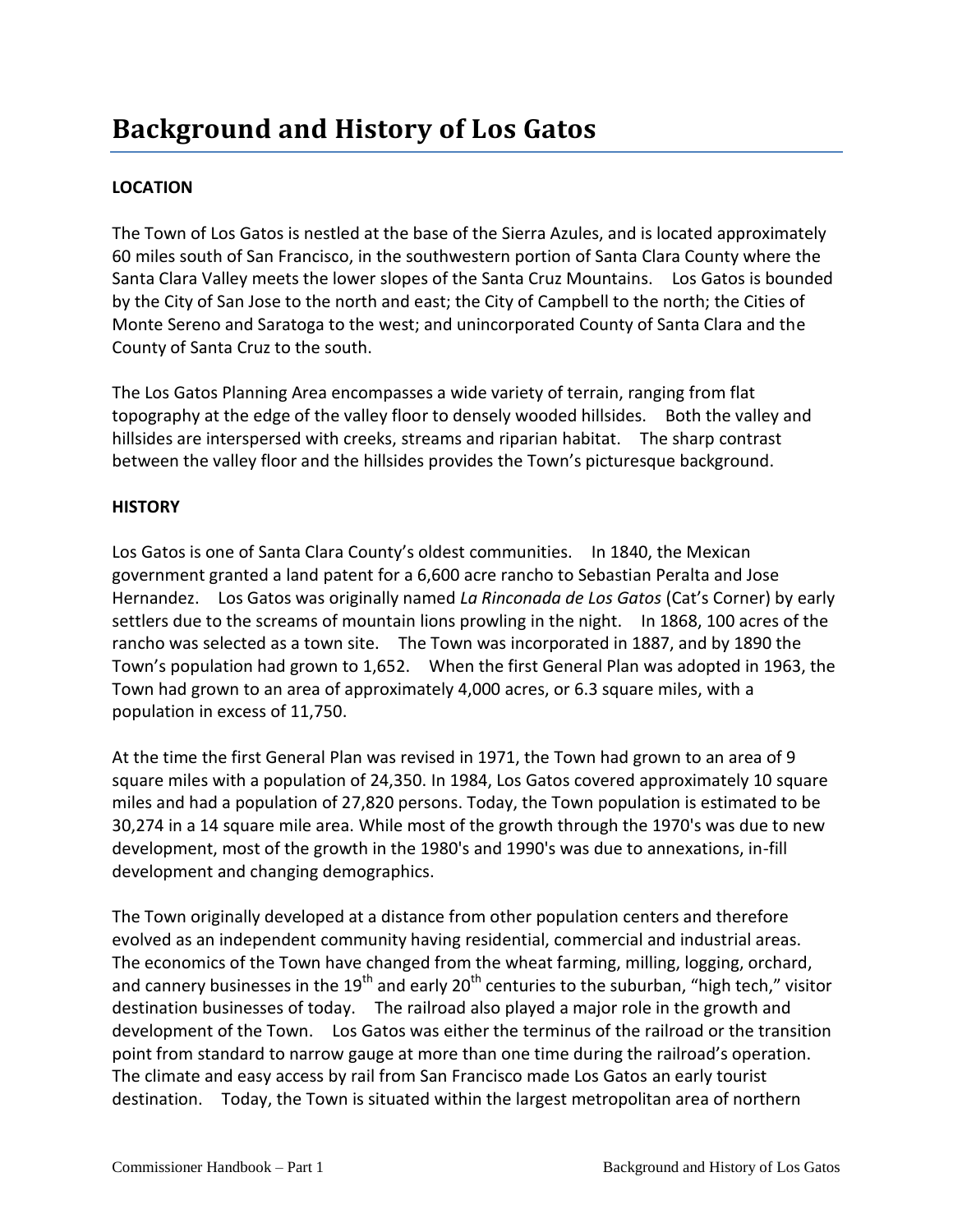# Background and History of Los Gatos

**LOCATION**

The Town of Los Gatos is nestled at the base of the Sierra Azules, and is located approximately 60 miles south of San Francisco, in the southwestern portion of Santa Clara County where the Santa Clara Valley meets the lower slopes of the Santa Cruz Mountains. Los Gatos is bounded by the City of San Jose to the north and east; the City of Campbell to the north; the Cities of Monte Sereno and Saratoga to the west; and unincorporated County of Santa Clara and the County of Santa Cruz to the south.

The Los Gatos Planning Area encompasses a wide variety of terrain, ranging from flat topography at the edge of the valley floor to densely wooded hillsides. Both the valley and hillsides are interspersed with creeks, streams and riparian habitat. The sharp contrast between the valley floor and the hillsides provides the Town's picturesque background.

**HISTORY**

Los Gatos is one of Santa Clara County's oldest communities. In 1840, the Mexican government granted a land patent for a 6,600 acre rancho to Sebastian Peralta and Jose Hernandez. Los Gatos was originally named *La Rinconada de Los Gatos* (Cat's Corner) by early settlers due to the screams of mountain lions prowling in the night. In 1868, 100 acres of the rancho was selected as a town site. The Town was incorporated in 1887, and by 1890 the Town's population had grown to 1,652. When the first General Plan was adopted in 1963, the Town had grown to an area of approximately 4,000 acres, or 6.3 square miles, with a population in excess of 11,750.

At the time the first General Plan was revised in 1971, the Town had grown to an area of 9 square miles with a population of 24,350. In 1984, Los Gatos covered approximately 10 square miles and had a population of 27,820 persons. Today, the Town population is estimated to be 30,274 in a 14 square mile area. While most of the growth through the 1970's was due to new development, most of the growth in the 1980's and 1990's was due to annexations, in-fill development and changing demographics.

The Town originally developed at a distance from other population centers and therefore evolved as an independent community having residential, commercial and industrial areas. The economics of the Town have changed from the wheat farming, milling, logging, orchard, and cannery businesses in the 19th and early 20th centuries to the suburban, "high tech," visitor destination businesses of today. The railroad also played a major role in the growth and development of the Town. Los Gatos was either the terminus of the railroad or the transition point from standard to narrow gauge at more than one time during the railroad's operation. The climate and easy access by rail from San Francisco made Los Gatos an early tourist destination. Today, the Town is situated within the largest metropolitan area of northern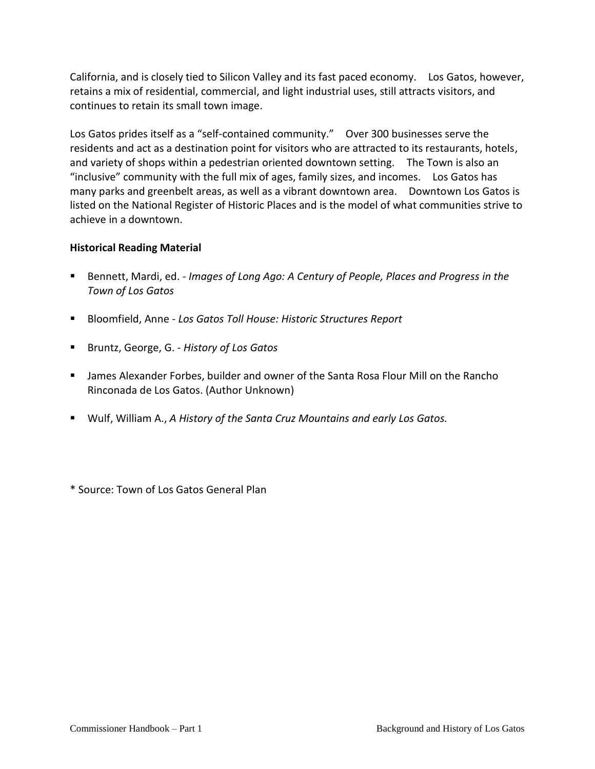California, and is closely tied to Silicon Valley and its fast paced economy. Los Gatos, however, retains a mix of residential, commercial, and light industrial uses, still attracts visitors, and continues to retain its small town image.

Los Gatos prides itself as a "self-contained community." Over 300 businesses serve the residents and act as a destination point for visitors who are attracted to its restaurants, hotels, and variety of shops within a pedestrian oriented downtown setting. The Town is also an "inclusive" community with the full mix of ages, family sizes, and incomes. Los Gatos has many parks and greenbelt areas, as well as a vibrant downtown area. Downtown Los Gatos is listed on the National Register of Historic Places and is the model of what communities strive to achieve in a downtown.

**Historical Reading Material**

- Bennett, Mardi, ed. - *Images of Long Ago: A Century of People, Places and Progress in the Town of Los Gatos*
- Bloomfield, Anne - *Los Gatos Toll House: Historic Structures Report*
- Bruntz, George, G. - *History of Los Gatos*
- James Alexander Forbes, builder and owner of the Santa Rosa Flour Mill on the Rancho Rinconada de Los Gatos. (Author Unknown)
- Wulf, William A., *A History of the Santa Cruz Mountains and early Los Gatos.*

* Source: Town of Los Gatos General Plan